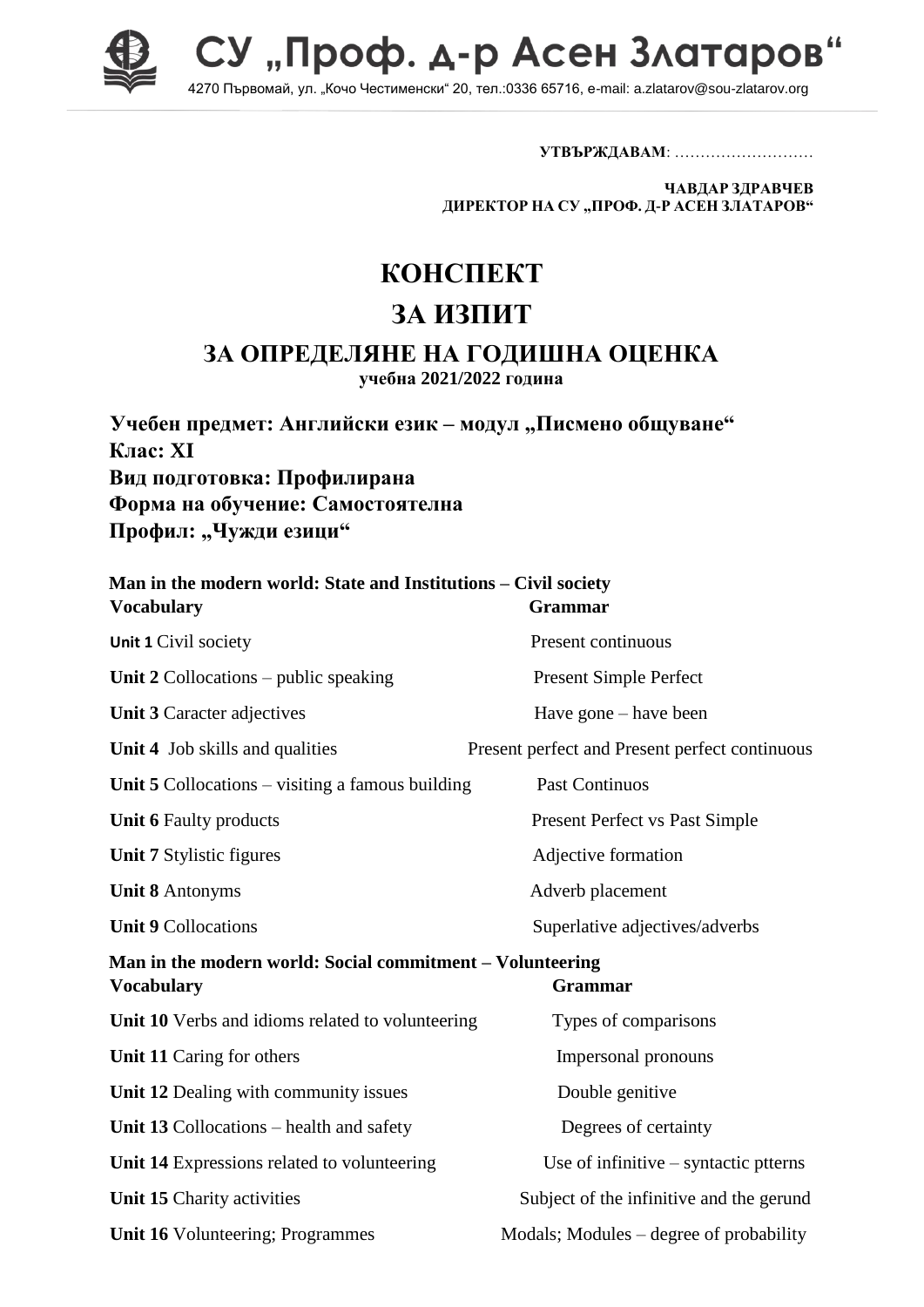# СУ „Проф. д-р Асен Златаров“

4270 Първомай, ул. „Кочо Честименски“ 20, тел.:0336 65716, e-mail: a.zlatarov@sou-zlatarov.org

**УТВЪРЖДАВАМ**: ………………………

**ЧАВДАР ЗДРАВЧЕВ**
**ДИРЕКТОР НА СУ „ПРОФ. Д-Р АСЕН ЗЛАТАРОВ“**

# КОНСПЕКТ

# ЗА ИЗПИТ

## ЗА ОПРЕДЕЛЯНЕ НА ГОДИШНА ОЦЕНКА

**учебна 2021/2022 година**

**Учебен предмет: Английски език – модул „Писмено общуване“**
**Клас: XI**
**Вид подготовка: Профилирана**
**Форма на обучение: Самостоятелна**
**Профил: „Чужди езици“**

**Man in the modern world: State and Institutions – Civil society**

| **Vocabulary** | **Grammar** |
|---|---|
| **Unit 1** Civil society | Present continuous |
| **Unit 2** Collocations – public speaking | Present Simple Perfect |
| **Unit 3** Caracter adjectives | Have gone – have been |
| **Unit 4** Job skills and qualities | Present perfect and Present perfect continuous |
| **Unit 5** Collocations – visiting a famous building | Past Continuos |
| **Unit 6** Faulty products | Present Perfect vs Past Simple |
| **Unit 7** Stylistic figures | Adjective formation |
| **Unit 8** Antonyms | Adverb placement |
| **Unit 9** Collocations | Superlative adjectives/adverbs |

**Man in the modern world: Social commitment – Volunteering**

| **Vocabulary** | **Grammar** |
|---|---|
| **Unit 10** Verbs and idioms related to volunteering | Types of comparisons |
| **Unit 11** Caring for others | Impersonal pronouns |
| **Unit 12** Dealing with community issues | Double genitive |
| **Unit 13** Collocations – health and safety | Degrees of certainty |
| **Unit 14** Expressions related to volunteering | Use of infinitive – syntactic ptterns |
| **Unit 15** Charity activities | Subject of the infinitive and the gerund |
| **Unit 16** Volunteering; Programmes | Modals; Modules – degree of probability |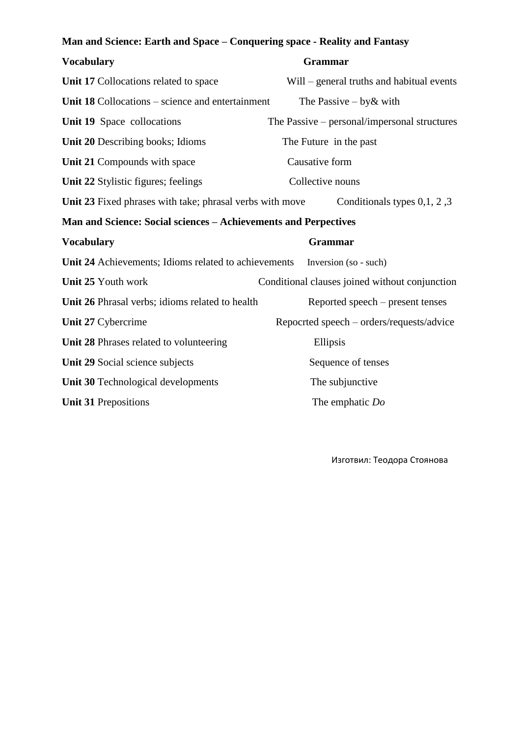**Man and Science: Earth and Space – Conquering space - Reality and Fantasy**

| Vocabulary | Grammar |
| --- | --- |
| **Unit 17** Collocations related to space | Will – general truths and habitual events |
| **Unit 18** Collocations – science and entertainment | The Passive – by& with |
| **Unit 19** Space collocations | The Passive – personal/impersonal structures |
| **Unit 20** Describing books; Idioms | The Future in the past |
| **Unit 21** Compounds with space | Causative form |
| **Unit 22** Stylistic figures; feelings | Collective nouns |
| **Unit 23** Fixed phrases with take; phrasal verbs with move | Conditionals types 0,1, 2 ,3 |

**Man and Science: Social sciences – Achievements and Perpectives**

| Vocabulary | Grammar |
| --- | --- |
| **Unit 24** Achievements; Idioms related to achievements | Inversion (so - such) |
| **Unit 25** Youth work | Conditional clauses joined without conjunction |
| **Unit 26** Phrasal verbs; idioms related to health | Reported speech – present tenses |
| **Unit 27** Cybercrime | Repocrted speech – orders/requests/advice |
| **Unit 28** Phrases related to volunteering | Ellipsis |
| **Unit 29** Social science subjects | Sequence of tenses |
| **Unit 30** Technological developments | The subjunctive |
| **Unit 31** Prepositions | The emphatic *Do* |

Изготвил: Теодора Стоянова